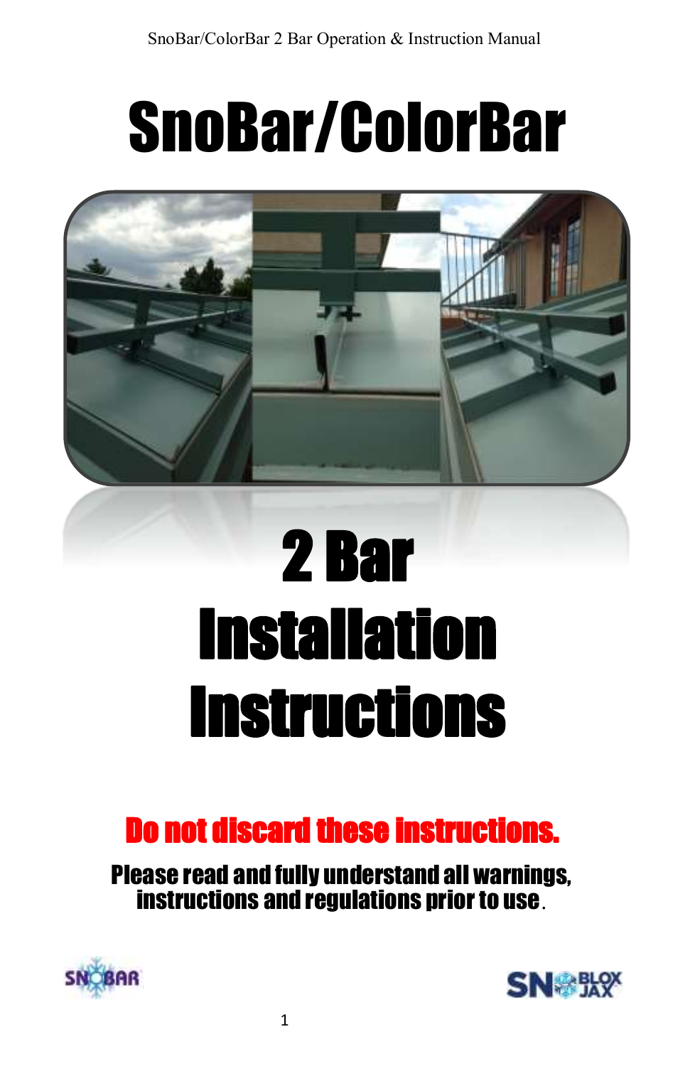# SnoBar/ColorBar

# 2 Bar Installation Instructions

**Do not discard these instructions.**

**Please read and fully understand all warnings, instructions and regulations prior to use.**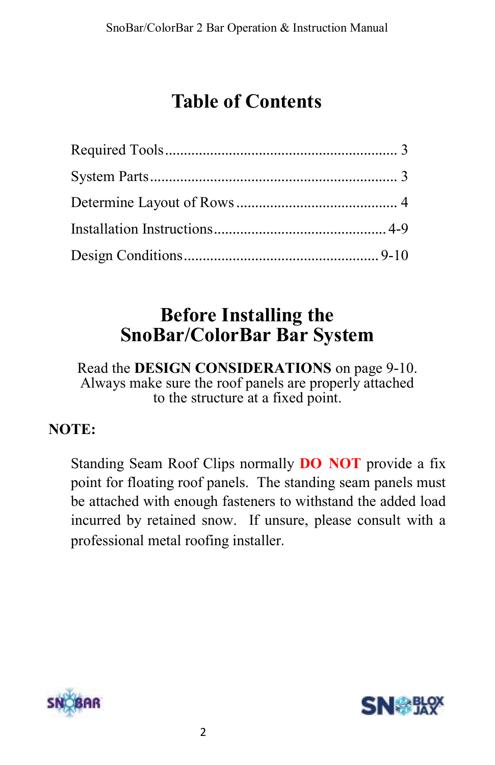# Table of Contents

Required Tools ............................................................. 3

System Parts ................................................................ 3

Determine Layout of Rows ........................................... 4

Installation Instructions ............................................. 4-9

Design Conditions .................................................... 9-10

## Before Installing the SnoBar/ColorBar Bar System

Read the **DESIGN CONSIDERATIONS** on page 9-10. Always make sure the roof panels are properly attached to the structure at a fixed point.

**NOTE:**

Standing Seam Roof Clips normally **DO NOT** provide a fix point for floating roof panels. The standing seam panels must be attached with enough fasteners to withstand the added load incurred by retained snow. If unsure, please consult with a professional metal roofing installer.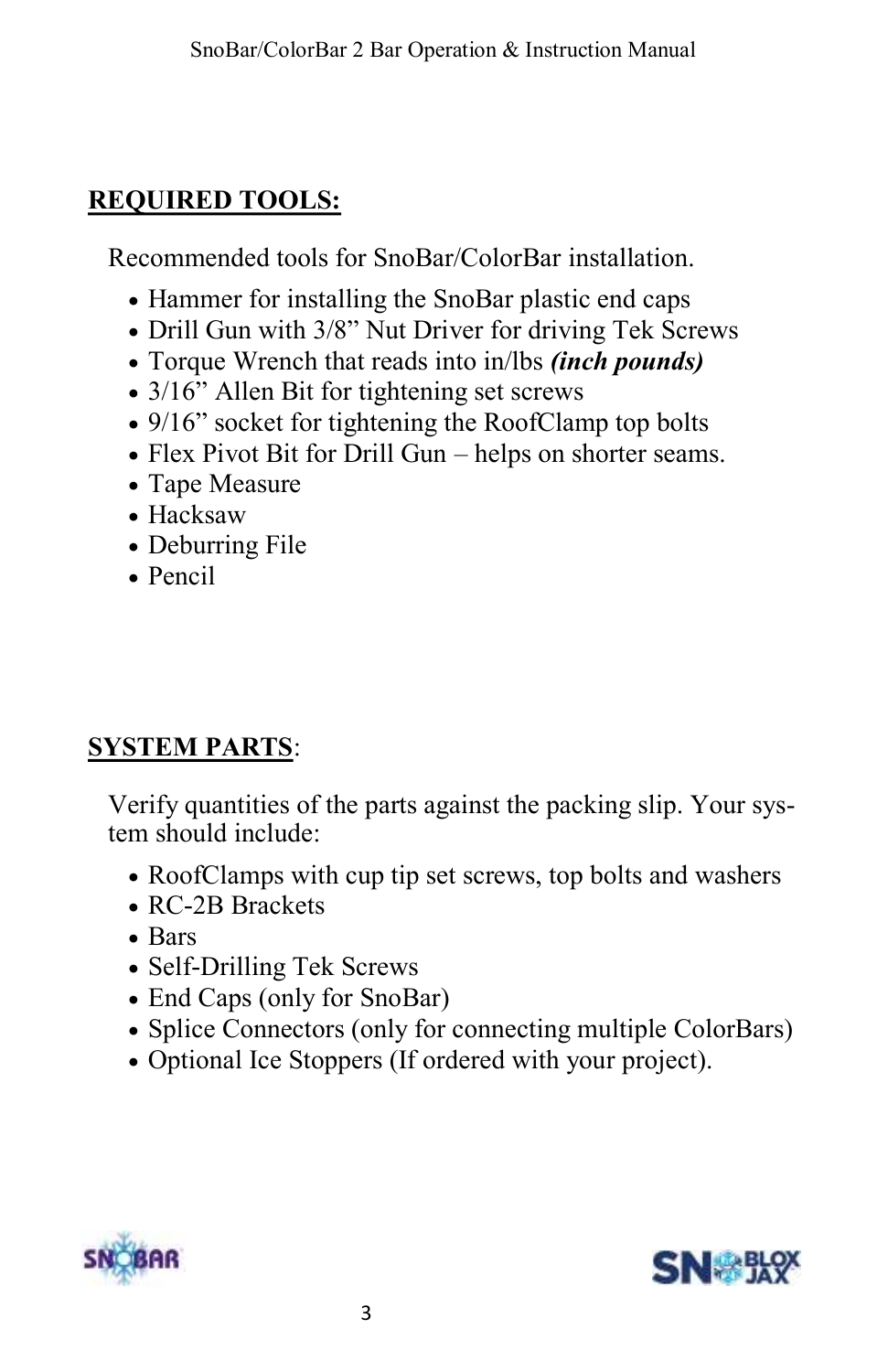## REQUIRED TOOLS:

Recommended tools for SnoBar/ColorBar installation.

- Hammer for installing the SnoBar plastic end caps
- Drill Gun with 3/8” Nut Driver for driving Tek Screws
- Torque Wrench that reads into in/lbs ***(inch pounds)***
- 3/16” Allen Bit for tightening set screws
- 9/16” socket for tightening the RoofClamp top bolts
- Flex Pivot Bit for Drill Gun – helps on shorter seams.
- Tape Measure
- Hacksaw
- Deburring File
- Pencil

## SYSTEM PARTS:

Verify quantities of the parts against the packing slip. Your system should include:

- RoofClamps with cup tip set screws, top bolts and washers
- RC-2B Brackets
- Bars
- Self-Drilling Tek Screws
- End Caps (only for SnoBar)
- Splice Connectors (only for connecting multiple ColorBars)
- Optional Ice Stoppers (If ordered with your project).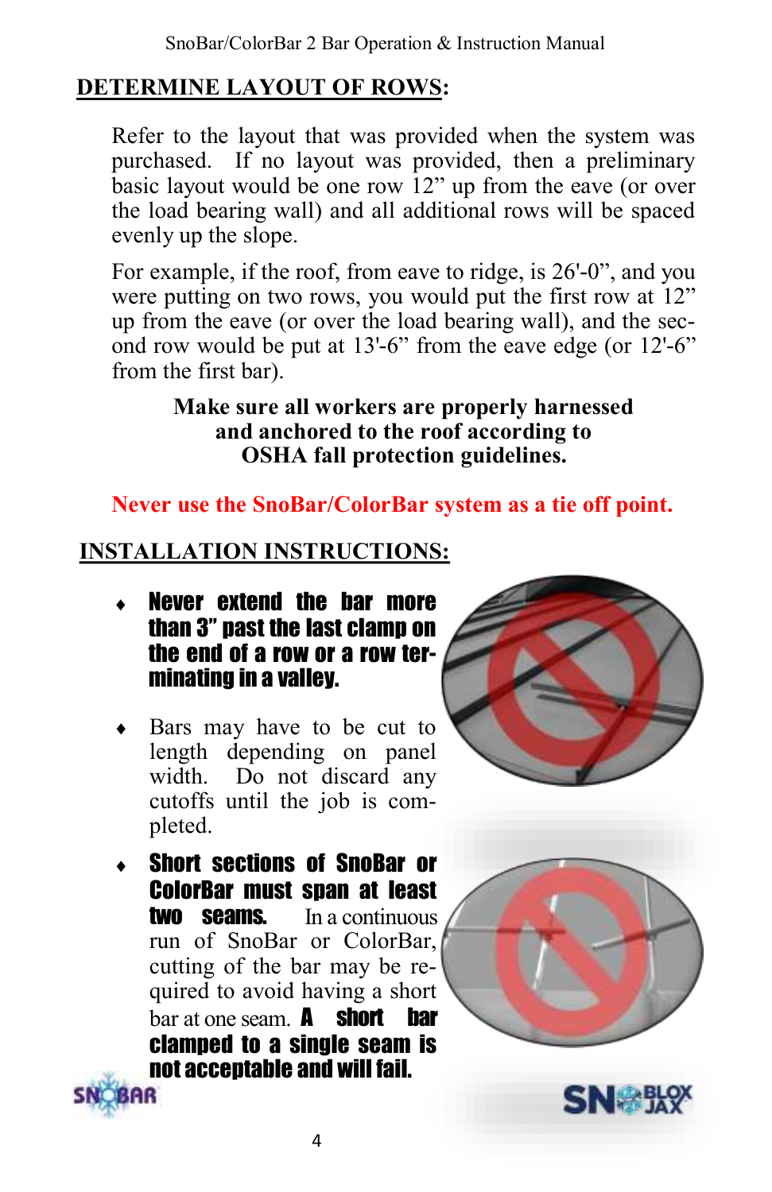## DETERMINE LAYOUT OF ROWS:

Refer to the layout that was provided when the system was purchased. If no layout was provided, then a preliminary basic layout would be one row 12” up from the eave (or over the load bearing wall) and all additional rows will be spaced evenly up the slope.

For example, if the roof, from eave to ridge, is 26'-0”, and you were putting on two rows, you would put the first row at 12” up from the eave (or over the load bearing wall), and the second row would be put at 13'-6” from the eave edge (or 12'-6” from the first bar).

**Make sure all workers are properly harnessed and anchored to the roof according to OSHA fall protection guidelines.**

**Never use the SnoBar/ColorBar system as a tie off point.**

## INSTALLATION INSTRUCTIONS:

- **Never extend the bar more than 3” past the last clamp on the end of a row or a row terminating in a valley.**
- Bars may have to be cut to length depending on panel width. Do not discard any cutoffs until the job is completed.
- **Short sections of SnoBar or ColorBar must span at least two seams.** In a continuous run of SnoBar or ColorBar, cutting of the bar may be required to avoid having a short bar at one seam. **A short bar clamped to a single seam is not acceptable and will fail.**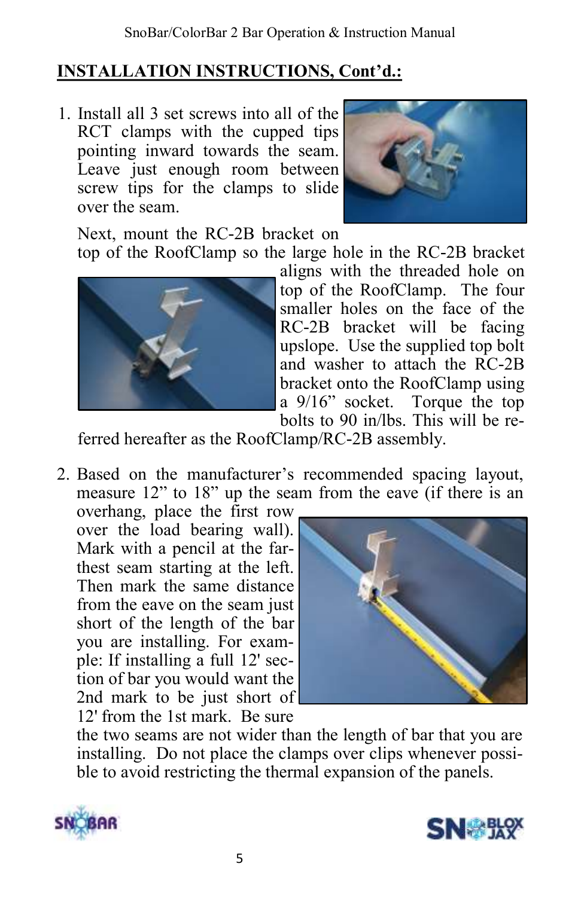## INSTALLATION INSTRUCTIONS, Cont'd.:

1. Install all 3 set screws into all of the RCT clamps with the cupped tips pointing inward towards the seam. Leave just enough room between screw tips for the clamps to slide over the seam.

   Next, mount the RC-2B bracket on top of the RoofClamp so the large hole in the RC-2B bracket aligns with the threaded hole on top of the RoofClamp. The four smaller holes on the face of the RC-2B bracket will be facing upslope. Use the supplied top bolt and washer to attach the RC-2B bracket onto the RoofClamp using a 9/16" socket. Torque the top bolts to 90 in/lbs. This will be referred hereafter as the RoofClamp/RC-2B assembly.

2. Based on the manufacturer's recommended spacing layout, measure 12" to 18" up the seam from the eave (if there is an overhang, place the first row over the load bearing wall). Mark with a pencil at the farthest seam starting at the left. Then mark the same distance from the eave on the seam just short of the length of the bar you are installing. For example: If installing a full 12' section of bar you would want the 2nd mark to be just short of 12' from the 1st mark. Be sure the two seams are not wider than the length of bar that you are installing. Do not place the clamps over clips whenever possible to avoid restricting the thermal expansion of the panels.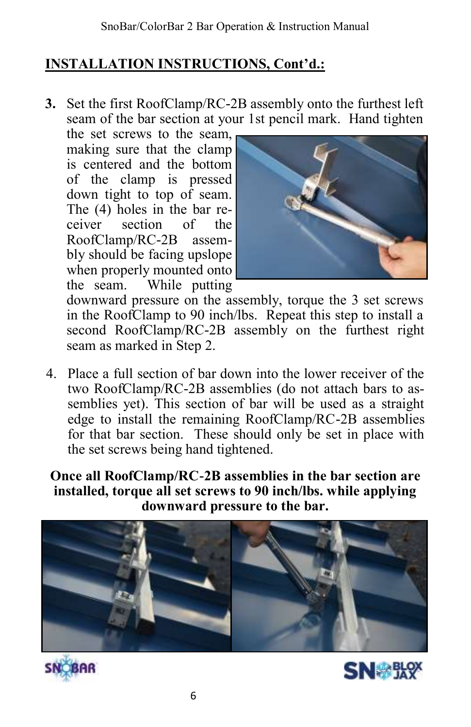## INSTALLATION INSTRUCTIONS, Cont'd.:

3. Set the first RoofClamp/RC-2B assembly onto the furthest left seam of the bar section at your 1st pencil mark. Hand tighten the set screws to the seam, making sure that the clamp is centered and the bottom of the clamp is pressed down tight to top of seam. The (4) holes in the bar receiver section of the RoofClamp/RC-2B assembly should be facing upslope when properly mounted onto the seam. While putting downward pressure on the assembly, torque the 3 set screws in the RoofClamp to 90 inch/lbs. Repeat this step to install a second RoofClamp/RC-2B assembly on the furthest right seam as marked in Step 2.

4. Place a full section of bar down into the lower receiver of the two RoofClamp/RC-2B assemblies (do not attach bars to assemblies yet). This section of bar will be used as a straight edge to install the remaining RoofClamp/RC-2B assemblies for that bar section. These should only be set in place with the set screws being hand tightened.

**Once all RoofClamp/RC-2B assemblies in the bar section are installed, torque all set screws to 90 inch/lbs. while applying downward pressure to the bar.**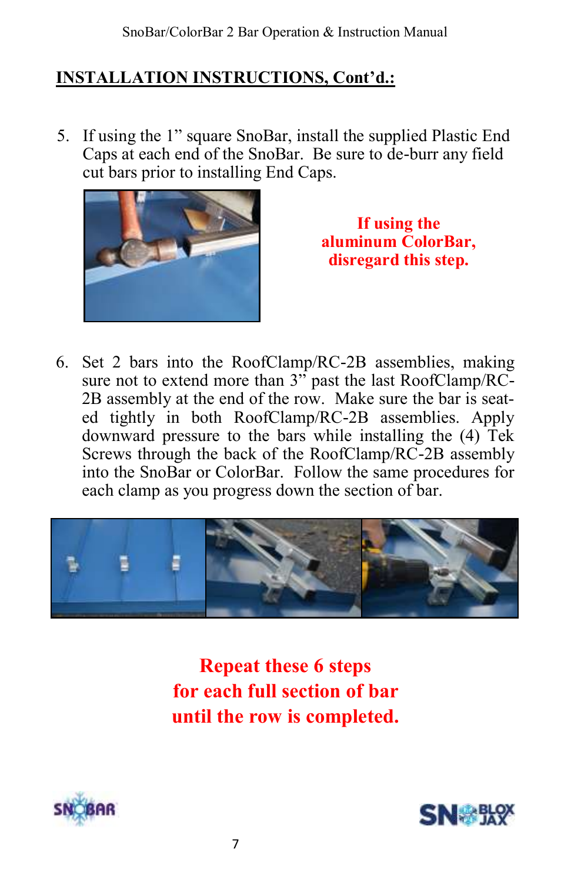## INSTALLATION INSTRUCTIONS, Cont'd.:

5. If using the 1" square SnoBar, install the supplied Plastic End Caps at each end of the SnoBar. Be sure to de-burr any field cut bars prior to installing End Caps.

**If using the aluminum ColorBar, disregard this step.**

6. Set 2 bars into the RoofClamp/RC-2B assemblies, making sure not to extend more than 3" past the last RoofClamp/RC-2B assembly at the end of the row. Make sure the bar is seated tightly in both RoofClamp/RC-2B assemblies. Apply downward pressure to the bars while installing the (4) Tek Screws through the back of the RoofClamp/RC-2B assembly into the SnoBar or ColorBar. Follow the same procedures for each clamp as you progress down the section of bar.

**Repeat these 6 steps for each full section of bar until the row is completed.**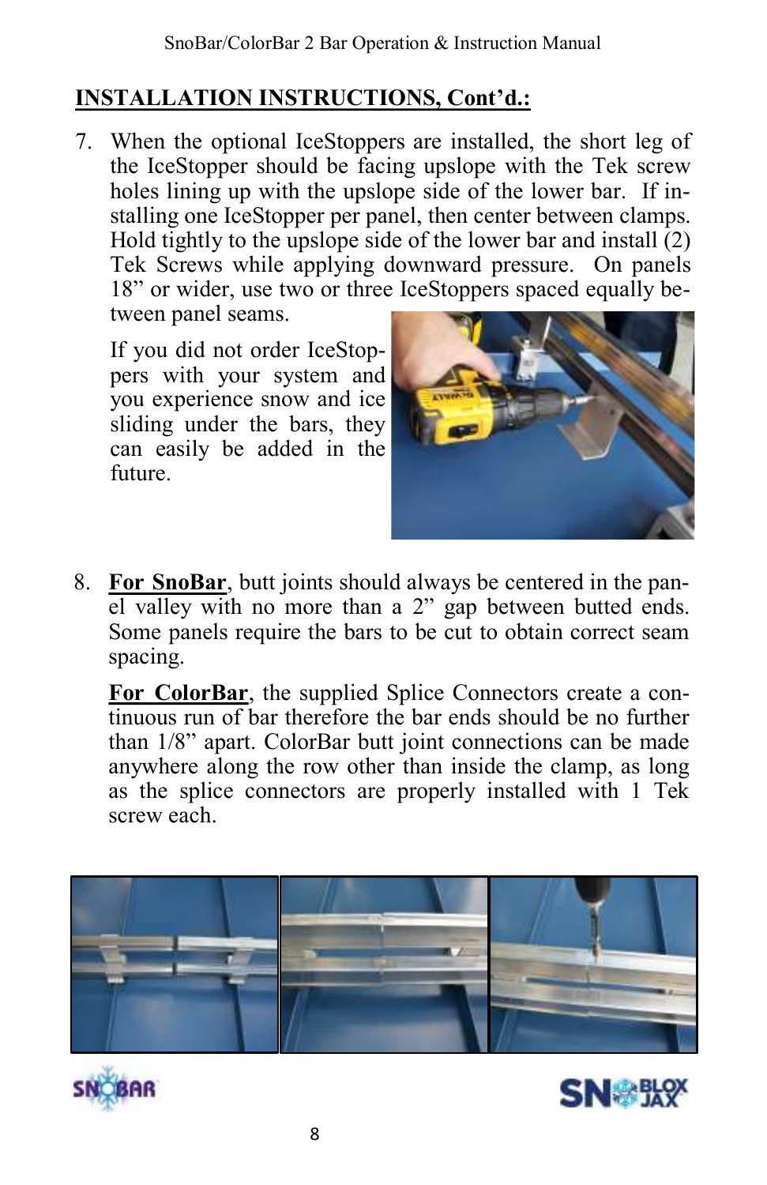## INSTALLATION INSTRUCTIONS, Cont'd.:

7. When the optional IceStoppers are installed, the short leg of the IceStopper should be facing upslope with the Tek screw holes lining up with the upslope side of the lower bar. If installing one IceStopper per panel, then center between clamps. Hold tightly to the upslope side of the lower bar and install (2) Tek Screws while applying downward pressure. On panels 18" or wider, use two or three IceStoppers spaced equally between panel seams.

   If you did not order IceStoppers with your system and you experience snow and ice sliding under the bars, they can easily be added in the future.

8. **For SnoBar**, butt joints should always be centered in the panel valley with no more than a 2" gap between butted ends. Some panels require the bars to be cut to obtain correct seam spacing.

   **For ColorBar**, the supplied Splice Connectors create a continuous run of bar therefore the bar ends should be no further than 1/8" apart. ColorBar butt joint connections can be made anywhere along the row other than inside the clamp, as long as the splice connectors are properly installed with 1 Tek screw each.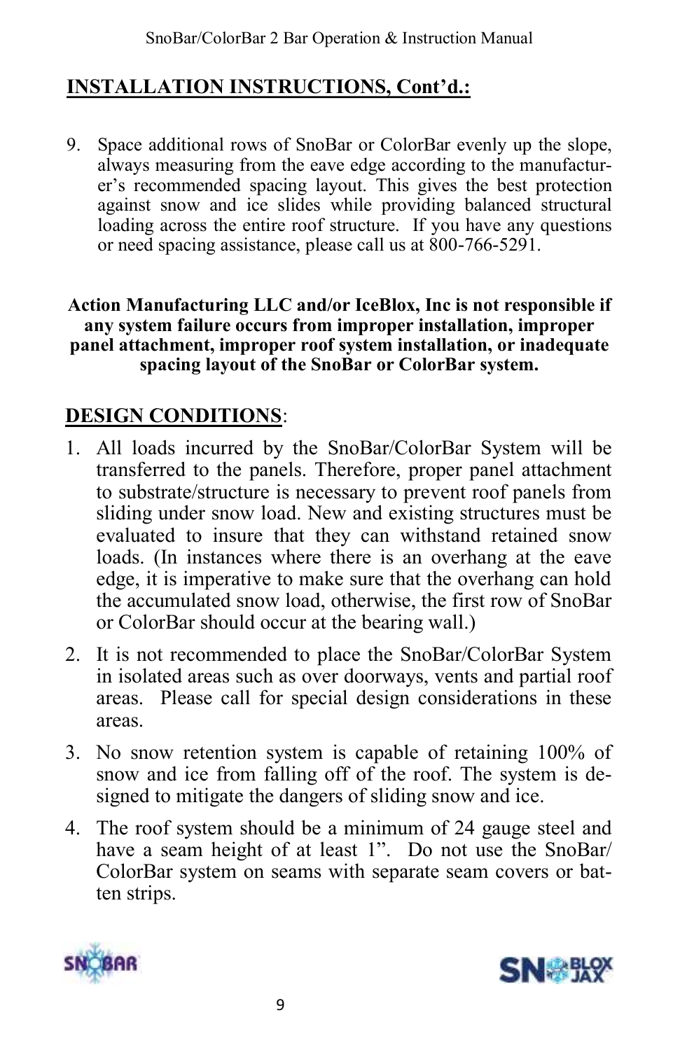## INSTALLATION INSTRUCTIONS, Cont'd.:

9. Space additional rows of SnoBar or ColorBar evenly up the slope, always measuring from the eave edge according to the manufacturer's recommended spacing layout. This gives the best protection against snow and ice slides while providing balanced structural loading across the entire roof structure. If you have any questions or need spacing assistance, please call us at 800-766-5291.

**Action Manufacturing LLC and/or IceBlox, Inc is not responsible if any system failure occurs from improper installation, improper panel attachment, improper roof system installation, or inadequate spacing layout of the SnoBar or ColorBar system.**

## DESIGN CONDITIONS:

1. All loads incurred by the SnoBar/ColorBar System will be transferred to the panels. Therefore, proper panel attachment to substrate/structure is necessary to prevent roof panels from sliding under snow load. New and existing structures must be evaluated to insure that they can withstand retained snow loads. (In instances where there is an overhang at the eave edge, it is imperative to make sure that the overhang can hold the accumulated snow load, otherwise, the first row of SnoBar or ColorBar should occur at the bearing wall.)

2. It is not recommended to place the SnoBar/ColorBar System in isolated areas such as over doorways, vents and partial roof areas. Please call for special design considerations in these areas.

3. No snow retention system is capable of retaining 100% of snow and ice from falling off of the roof. The system is designed to mitigate the dangers of sliding snow and ice.

4. The roof system should be a minimum of 24 gauge steel and have a seam height of at least 1". Do not use the SnoBar/ColorBar system on seams with separate seam covers or batten strips.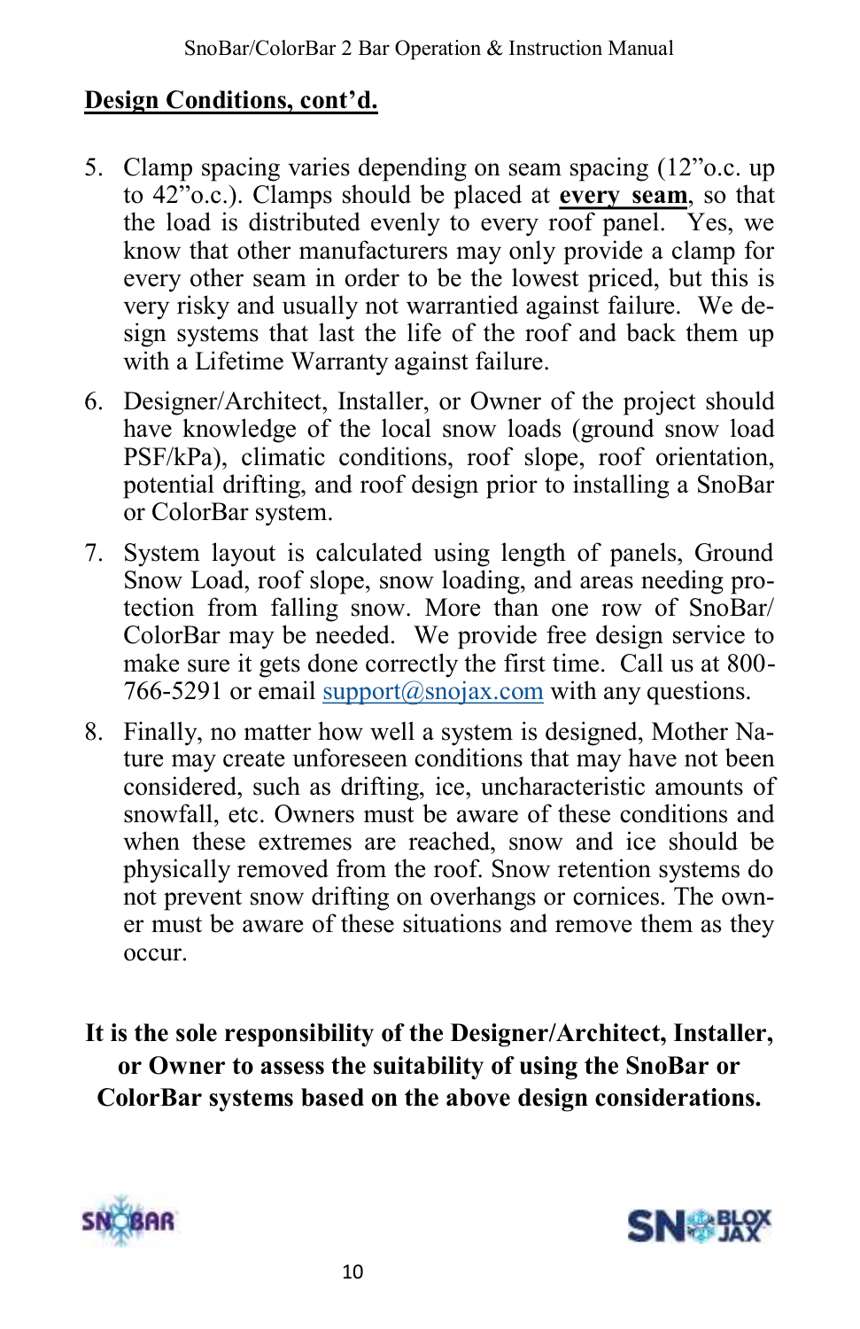## Design Conditions, cont'd.

5. Clamp spacing varies depending on seam spacing (12"o.c. up to 42"o.c.). Clamps should be placed at **every seam**, so that the load is distributed evenly to every roof panel. Yes, we know that other manufacturers may only provide a clamp for every other seam in order to be the lowest priced, but this is very risky and usually not warrantied against failure. We design systems that last the life of the roof and back them up with a Lifetime Warranty against failure.

6. Designer/Architect, Installer, or Owner of the project should have knowledge of the local snow loads (ground snow load PSF/kPa), climatic conditions, roof slope, roof orientation, potential drifting, and roof design prior to installing a SnoBar or ColorBar system.

7. System layout is calculated using length of panels, Ground Snow Load, roof slope, snow loading, and areas needing protection from falling snow. More than one row of SnoBar/ColorBar may be needed. We provide free design service to make sure it gets done correctly the first time. Call us at 800-766-5291 or email support@snojax.com with any questions.

8. Finally, no matter how well a system is designed, Mother Nature may create unforeseen conditions that may have not been considered, such as drifting, ice, uncharacteristic amounts of snowfall, etc. Owners must be aware of these conditions and when these extremes are reached, snow and ice should be physically removed from the roof. Snow retention systems do not prevent snow drifting on overhangs or cornices. The owner must be aware of these situations and remove them as they occur.

**It is the sole responsibility of the Designer/Architect, Installer, or Owner to assess the suitability of using the SnoBar or ColorBar systems based on the above design considerations.**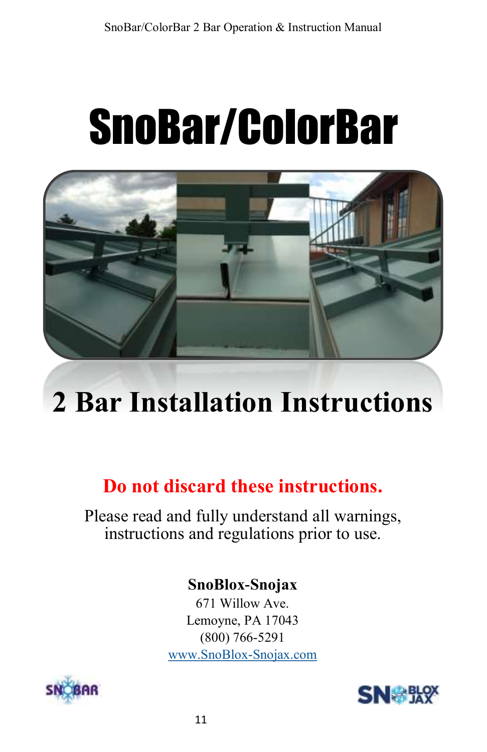# SnoBar/ColorBar

## 2 Bar Installation Instructions

**Do not discard these instructions.**

Please read and fully understand all warnings, instructions and regulations prior to use.

**SnoBlox-Snojax**
671 Willow Ave.
Lemoyne, PA 17043
(800) 766-5291
www.SnoBlox-Snojax.com